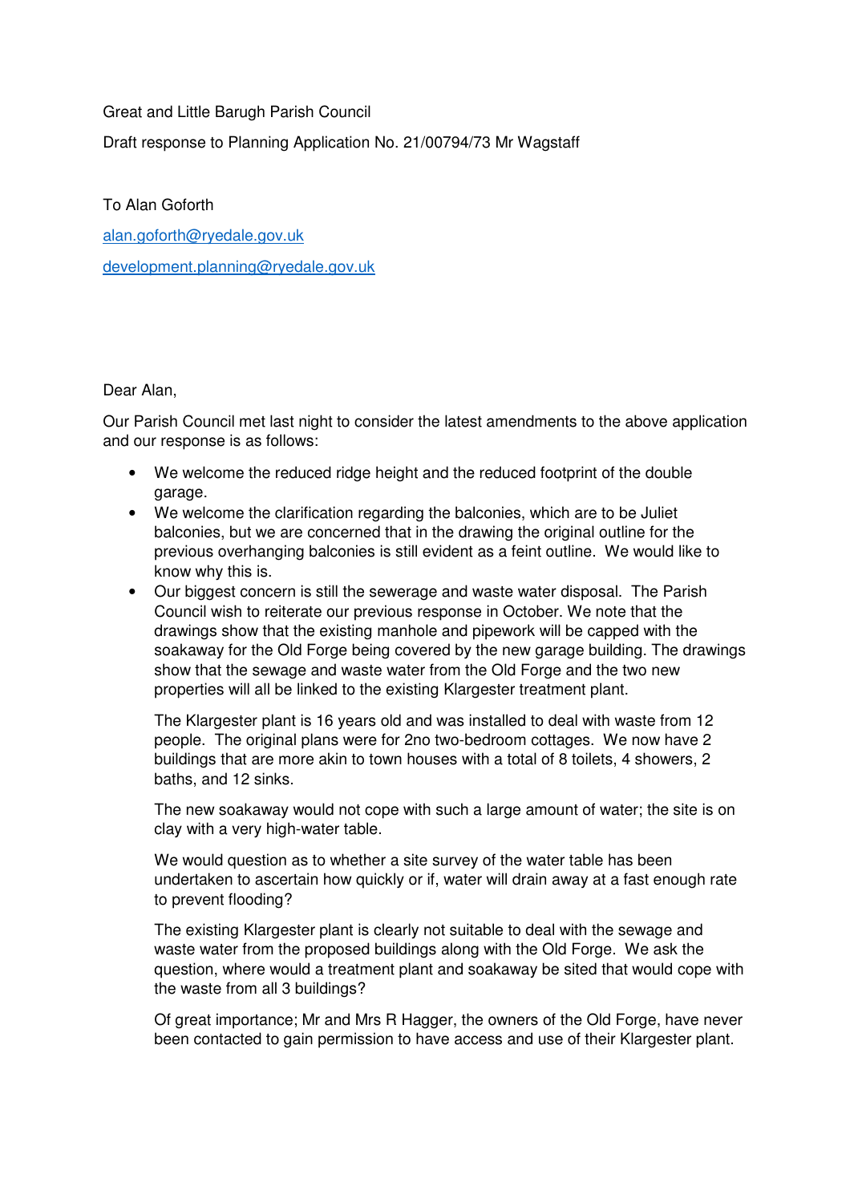Great and Little Barugh Parish Council

Draft response to Planning Application No. 21/00794/73 Mr Wagstaff

To Alan Goforth

[alan.goforth@ryedale.gov.uk](mailto:alan.goforth@ryedale.gov.uk)

[development.planning@ryedale.gov.uk](mailto:development.planning@ryedale.gov.uk)

Dear Alan,

Our Parish Council met last night to consider the latest amendments to the above application and our response is as follows:

- We welcome the reduced ridge height and the reduced footprint of the double garage.
- We welcome the clarification regarding the balconies, which are to be Juliet balconies, but we are concerned that in the drawing the original outline for the previous overhanging balconies is still evident as a feint outline. We would like to know why this is.
- Our biggest concern is still the sewerage and waste water disposal. The Parish Council wish to reiterate our previous response in October. We note that the drawings show that the existing manhole and pipework will be capped with the soakaway for the Old Forge being covered by the new garage building. The drawings show that the sewage and waste water from the Old Forge and the two new properties will all be linked to the existing Klargester treatment plant.

  The Klargester plant is 16 years old and was installed to deal with waste from 12 people. The original plans were for 2no two-bedroom cottages. We now have 2 buildings that are more akin to town houses with a total of 8 toilets, 4 showers, 2 baths, and 12 sinks.

  The new soakaway would not cope with such a large amount of water; the site is on clay with a very high-water table.

  We would question as to whether a site survey of the water table has been undertaken to ascertain how quickly or if, water will drain away at a fast enough rate to prevent flooding?

  The existing Klargester plant is clearly not suitable to deal with the sewage and waste water from the proposed buildings along with the Old Forge. We ask the question, where would a treatment plant and soakaway be sited that would cope with the waste from all 3 buildings?

  Of great importance; Mr and Mrs R Hagger, the owners of the Old Forge, have never been contacted to gain permission to have access and use of their Klargester plant.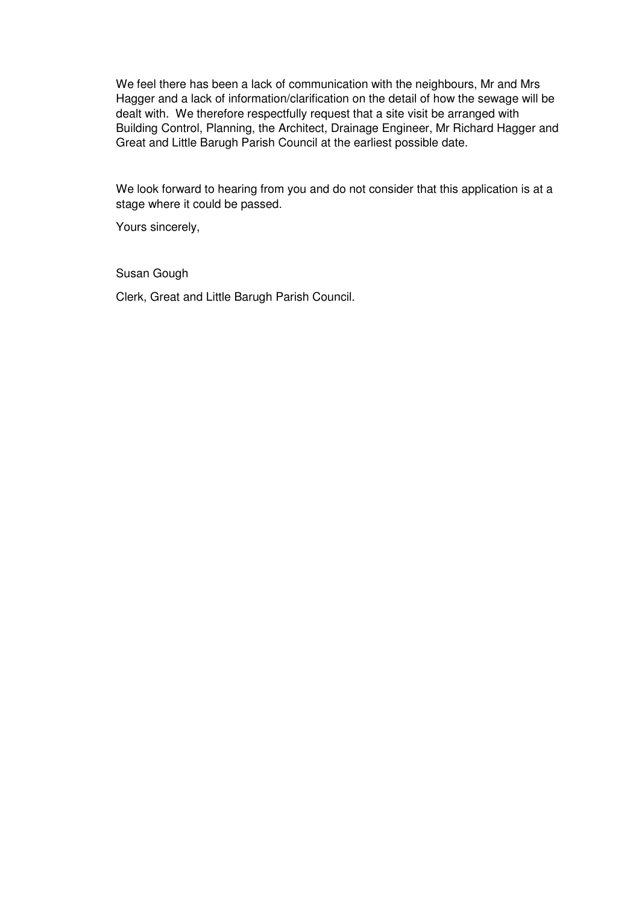We feel there has been a lack of communication with the neighbours, Mr and Mrs Hagger and a lack of information/clarification on the detail of how the sewage will be dealt with. We therefore respectfully request that a site visit be arranged with Building Control, Planning, the Architect, Drainage Engineer, Mr Richard Hagger and Great and Little Barugh Parish Council at the earliest possible date.

We look forward to hearing from you and do not consider that this application is at a stage where it could be passed.

Yours sincerely,

Susan Gough

Clerk, Great and Little Barugh Parish Council.